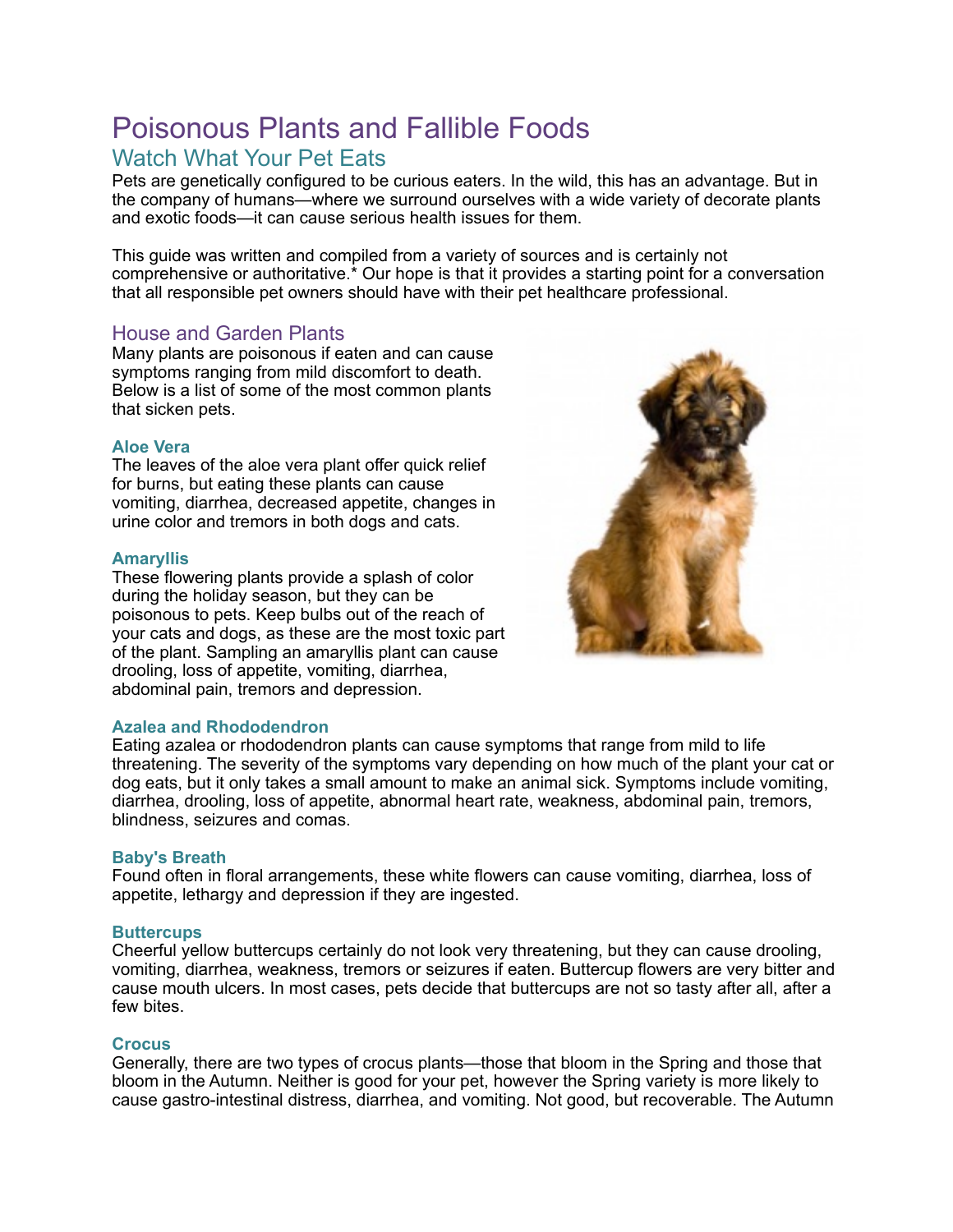# Poisonous Plants and Fallible Foods

## Watch What Your Pet Eats

Pets are genetically configured to be curious eaters. In the wild, this has an advantage. But in the company of humans—where we surround ourselves with a wide variety of decorate plants and exotic foods—it can cause serious health issues for them.

This guide was written and compiled from a variety of sources and is certainly not comprehensive or authoritative.* Our hope is that it provides a starting point for a conversation that all responsible pet owners should have with their pet healthcare professional.

## House and Garden Plants

Many plants are poisonous if eaten and can cause symptoms ranging from mild discomfort to death. Below is a list of some of the most common plants that sicken pets.

### Aloe Vera

The leaves of the aloe vera plant offer quick relief for burns, but eating these plants can cause vomiting, diarrhea, decreased appetite, changes in urine color and tremors in both dogs and cats.

### Amaryllis

These flowering plants provide a splash of color during the holiday season, but they can be poisonous to pets. Keep bulbs out of the reach of your cats and dogs, as these are the most toxic part of the plant. Sampling an amaryllis plant can cause drooling, loss of appetite, vomiting, diarrhea, abdominal pain, tremors and depression.

### Azalea and Rhododendron

Eating azalea or rhododendron plants can cause symptoms that range from mild to life threatening. The severity of the symptoms vary depending on how much of the plant your cat or dog eats, but it only takes a small amount to make an animal sick. Symptoms include vomiting, diarrhea, drooling, loss of appetite, abnormal heart rate, weakness, abdominal pain, tremors, blindness, seizures and comas.

### Baby's Breath

Found often in floral arrangements, these white flowers can cause vomiting, diarrhea, loss of appetite, lethargy and depression if they are ingested.

### Buttercups

Cheerful yellow buttercups certainly do not look very threatening, but they can cause drooling, vomiting, diarrhea, weakness, tremors or seizures if eaten. Buttercup flowers are very bitter and cause mouth ulcers. In most cases, pets decide that buttercups are not so tasty after all, after a few bites.

### Crocus

Generally, there are two types of crocus plants—those that bloom in the Spring and those that bloom in the Autumn. Neither is good for your pet, however the Spring variety is more likely to cause gastro-intestinal distress, diarrhea, and vomiting. Not good, but recoverable. The Autumn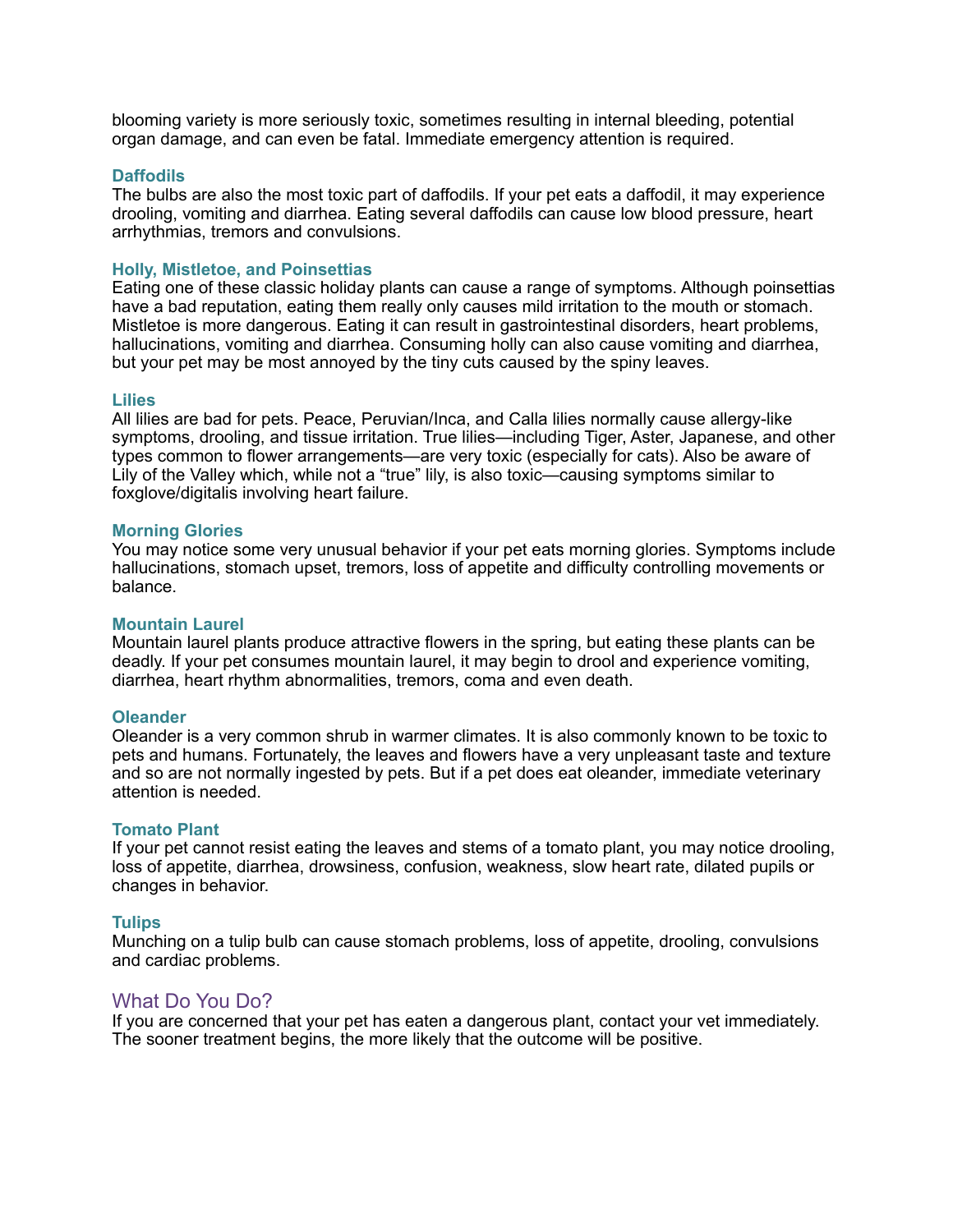blooming variety is more seriously toxic, sometimes resulting in internal bleeding, potential organ damage, and can even be fatal. Immediate emergency attention is required.

### Daffodils

The bulbs are also the most toxic part of daffodils. If your pet eats a daffodil, it may experience drooling, vomiting and diarrhea. Eating several daffodils can cause low blood pressure, heart arrhythmias, tremors and convulsions.

### Holly, Mistletoe, and Poinsettias

Eating one of these classic holiday plants can cause a range of symptoms. Although poinsettias have a bad reputation, eating them really only causes mild irritation to the mouth or stomach. Mistletoe is more dangerous. Eating it can result in gastrointestinal disorders, heart problems, hallucinations, vomiting and diarrhea. Consuming holly can also cause vomiting and diarrhea, but your pet may be most annoyed by the tiny cuts caused by the spiny leaves.

### Lilies

All lilies are bad for pets. Peace, Peruvian/Inca, and Calla lilies normally cause allergy-like symptoms, drooling, and tissue irritation. True lilies—including Tiger, Aster, Japanese, and other types common to flower arrangements—are very toxic (especially for cats). Also be aware of Lily of the Valley which, while not a “true” lily, is also toxic—causing symptoms similar to foxglove/digitalis involving heart failure.

### Morning Glories

You may notice some very unusual behavior if your pet eats morning glories. Symptoms include hallucinations, stomach upset, tremors, loss of appetite and difficulty controlling movements or balance.

### Mountain Laurel

Mountain laurel plants produce attractive flowers in the spring, but eating these plants can be deadly. If your pet consumes mountain laurel, it may begin to drool and experience vomiting, diarrhea, heart rhythm abnormalities, tremors, coma and even death.

### Oleander

Oleander is a very common shrub in warmer climates. It is also commonly known to be toxic to pets and humans. Fortunately, the leaves and flowers have a very unpleasant taste and texture and so are not normally ingested by pets. But if a pet does eat oleander, immediate veterinary attention is needed.

### Tomato Plant

If your pet cannot resist eating the leaves and stems of a tomato plant, you may notice drooling, loss of appetite, diarrhea, drowsiness, confusion, weakness, slow heart rate, dilated pupils or changes in behavior.

### Tulips

Munching on a tulip bulb can cause stomach problems, loss of appetite, drooling, convulsions and cardiac problems.

## What Do You Do?

If you are concerned that your pet has eaten a dangerous plant, contact your vet immediately. The sooner treatment begins, the more likely that the outcome will be positive.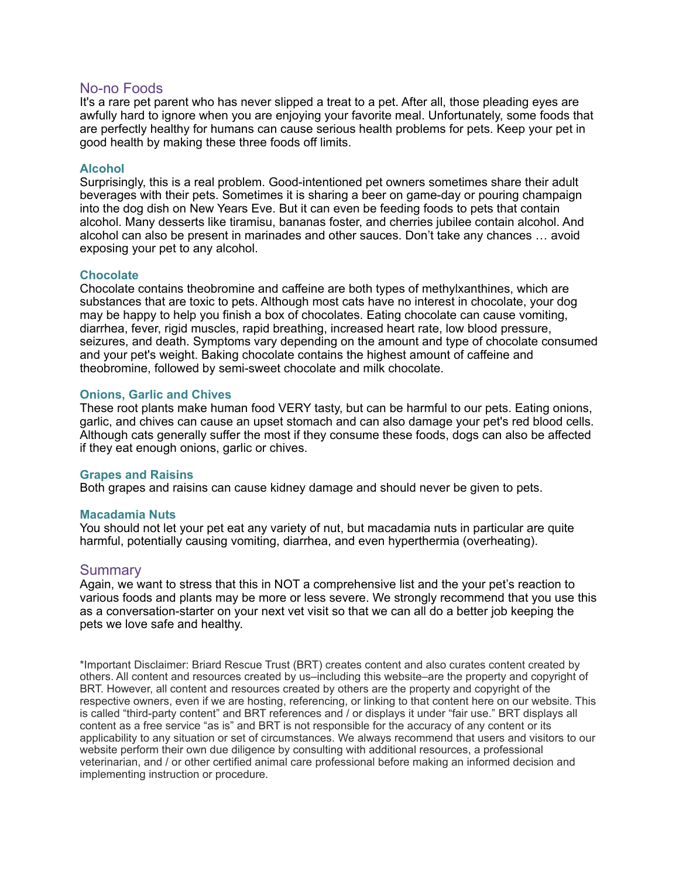## No-no Foods

It's a rare pet parent who has never slipped a treat to a pet. After all, those pleading eyes are awfully hard to ignore when you are enjoying your favorite meal. Unfortunately, some foods that are perfectly healthy for humans can cause serious health problems for pets. Keep your pet in good health by making these three foods off limits.

### Alcohol

Surprisingly, this is a real problem. Good-intentioned pet owners sometimes share their adult beverages with their pets. Sometimes it is sharing a beer on game-day or pouring champaign into the dog dish on New Years Eve. But it can even be feeding foods to pets that contain alcohol. Many desserts like tiramisu, bananas foster, and cherries jubilee contain alcohol. And alcohol can also be present in marinades and other sauces. Don't take any chances … avoid exposing your pet to any alcohol.

### Chocolate

Chocolate contains theobromine and caffeine are both types of methylxanthines, which are substances that are toxic to pets. Although most cats have no interest in chocolate, your dog may be happy to help you finish a box of chocolates. Eating chocolate can cause vomiting, diarrhea, fever, rigid muscles, rapid breathing, increased heart rate, low blood pressure, seizures, and death. Symptoms vary depending on the amount and type of chocolate consumed and your pet's weight. Baking chocolate contains the highest amount of caffeine and theobromine, followed by semi-sweet chocolate and milk chocolate.

### Onions, Garlic and Chives

These root plants make human food VERY tasty, but can be harmful to our pets. Eating onions, garlic, and chives can cause an upset stomach and can also damage your pet's red blood cells. Although cats generally suffer the most if they consume these foods, dogs can also be affected if they eat enough onions, garlic or chives.

### Grapes and Raisins

Both grapes and raisins can cause kidney damage and should never be given to pets.

### Macadamia Nuts

You should not let your pet eat any variety of nut, but macadamia nuts in particular are quite harmful, potentially causing vomiting, diarrhea, and even hyperthermia (overheating).

## Summary

Again, we want to stress that this in NOT a comprehensive list and the your pet's reaction to various foods and plants may be more or less severe. We strongly recommend that you use this as a conversation-starter on your next vet visit so that we can all do a better job keeping the pets we love safe and healthy.

*Important Disclaimer: Briard Rescue Trust (BRT) creates content and also curates content created by others. All content and resources created by us–including this website–are the property and copyright of BRT. However, all content and resources created by others are the property and copyright of the respective owners, even if we are hosting, referencing, or linking to that content here on our website. This is called "third-party content" and BRT references and / or displays it under "fair use." BRT displays all content as a free service "as is" and BRT is not responsible for the accuracy of any content or its applicability to any situation or set of circumstances. We always recommend that users and visitors to our website perform their own due diligence by consulting with additional resources, a professional veterinarian, and / or other certified animal care professional before making an informed decision and implementing instruction or procedure.